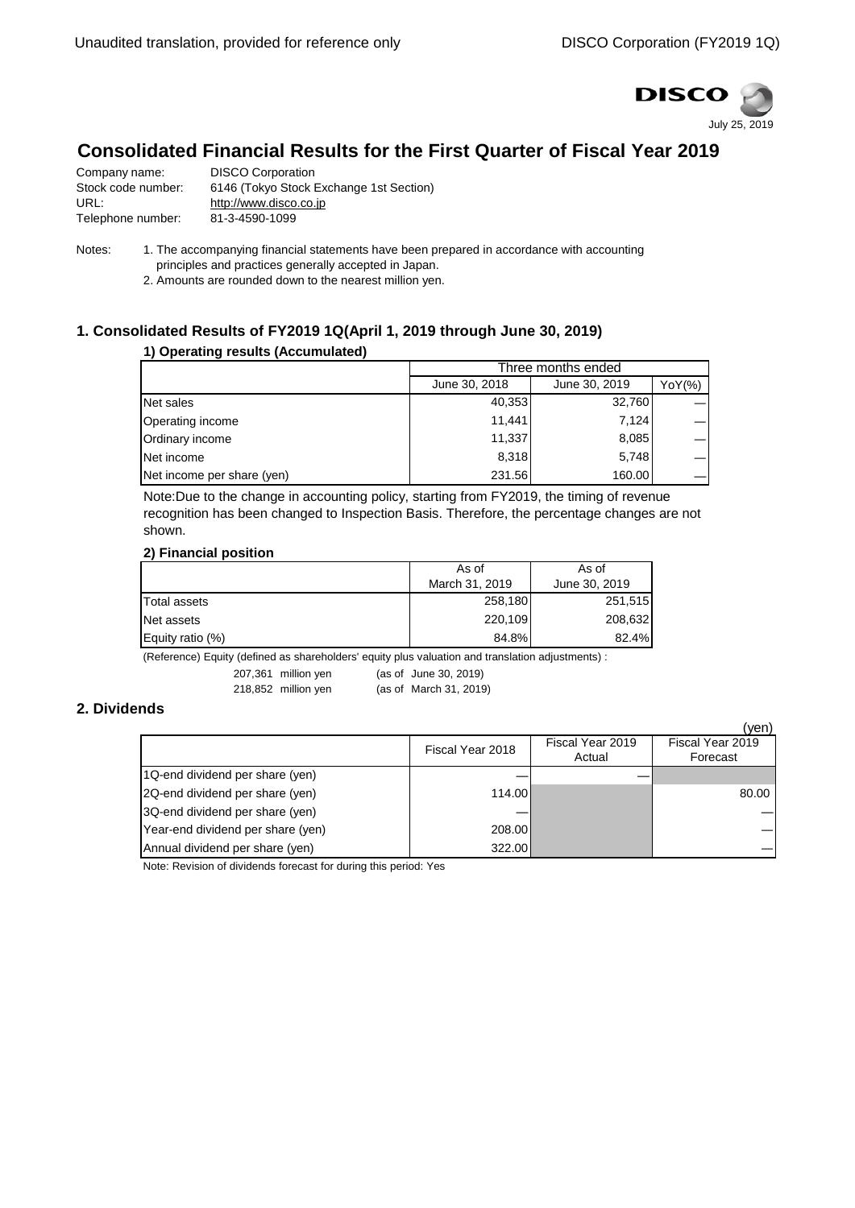July 25, 2019

# Consolidated Financial Results for the First Quarter of Fiscal Year 2019

Company name: DISCO Corporation
Stock code number: 6146 (Tokyo Stock Exchange 1st Section)
URL: http://www.disco.co.jp
Telephone number: 81-3-4590-1099

Notes:
1. The accompanying financial statements have been prepared in accordance with accounting principles and practices generally accepted in Japan.
2. Amounts are rounded down to the nearest million yen.

## 1. Consolidated Results of FY2019 1Q(April 1, 2019 through June 30, 2019)

### 1) Operating results (Accumulated)

| | Three months ended | | |
|---|---|---|---|
| | June 30, 2018 | June 30, 2019 | YoY(%) |
| Net sales | 40,353 | 32,760 | — |
| Operating income | 11,441 | 7,124 | — |
| Ordinary income | 11,337 | 8,085 | — |
| Net income | 8,318 | 5,748 | — |
| Net income per share (yen) | 231.56 | 160.00 | — |

Note:Due to the change in accounting policy, starting from FY2019, the timing of revenue recognition has been changed to Inspection Basis. Therefore, the percentage changes are not shown.

### 2) Financial position

| | As of March 31, 2019 | As of June 30, 2019 |
|---|---|---|
| Total assets | 258,180 | 251,515 |
| Net assets | 220,109 | 208,632 |
| Equity ratio (%) | 84.8% | 82.4% |

(Reference) Equity (defined as shareholders' equity plus valuation and translation adjustments) :

207,361 million yen (as of June 30, 2019)
218,852 million yen (as of March 31, 2019)

## 2. Dividends

(yen)

| | Fiscal Year 2018 | Fiscal Year 2019 Actual | Fiscal Year 2019 Forecast |
|---|---|---|---|
| 1Q-end dividend per share (yen) | — | — | |
| 2Q-end dividend per share (yen) | 114.00 | | 80.00 |
| 3Q-end dividend per share (yen) | — | | — |
| Year-end dividend per share (yen) | 208.00 | | — |
| Annual dividend per share (yen) | 322.00 | | — |

Note: Revision of dividends forecast for during this period: Yes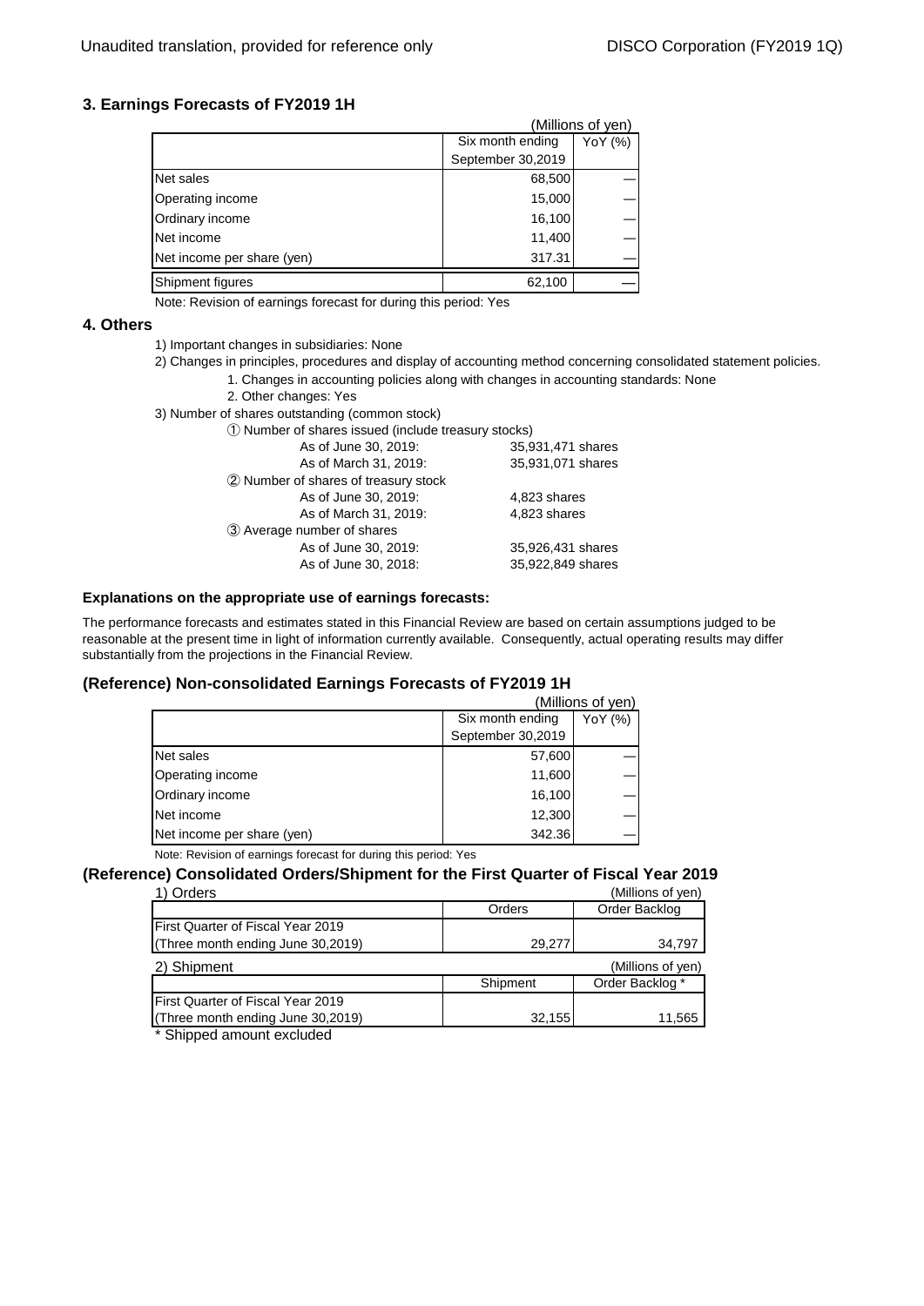### 3. Earnings Forecasts of FY2019 1H

(Millions of yen)

| | Six month ending September 30,2019 | YoY (%) |
|---|---|---|
| Net sales | 68,500 | — |
| Operating income | 15,000 | — |
| Ordinary income | 16,100 | — |
| Net income | 11,400 | — |
| Net income per share (yen) | 317.31 | — |
| Shipment figures | 62,100 | — |

Note: Revision of earnings forecast for during this period: Yes

### 4. Others

1) Important changes in subsidiaries: None

2) Changes in principles, procedures and display of accounting method concerning consolidated statement policies.

1. Changes in accounting policies along with changes in accounting standards: None
2. Other changes: Yes

3) Number of shares outstanding (common stock)

① Number of shares issued (include treasury stocks)

| | |
|---|---|
| As of June 30, 2019: | 35,931,471 shares |
| As of March 31, 2019: | 35,931,071 shares |

② Number of shares of treasury stock

| | |
|---|---|
| As of June 30, 2019: | 4,823 shares |
| As of March 31, 2019: | 4,823 shares |

③ Average number of shares

| | |
|---|---|
| As of June 30, 2019: | 35,926,431 shares |
| As of June 30, 2018: | 35,922,849 shares |

**Explanations on the appropriate use of earnings forecasts:**

The performance forecasts and estimates stated in this Financial Review are based on certain assumptions judged to be reasonable at the present time in light of information currently available. Consequently, actual operating results may differ substantially from the projections in the Financial Review.

### (Reference) Non-consolidated Earnings Forecasts of FY2019 1H

(Millions of yen)

| | Six month ending September 30,2019 | YoY (%) |
|---|---|---|
| Net sales | 57,600 | — |
| Operating income | 11,600 | — |
| Ordinary income | 16,100 | — |
| Net income | 12,300 | — |
| Net income per share (yen) | 342.36 | — |

Note: Revision of earnings forecast for during this period: Yes

### (Reference) Consolidated Orders/Shipment for the First Quarter of Fiscal Year 2019

1) Orders (Millions of yen)

| | Orders | Order Backlog |
|---|---|---|
| First Quarter of Fiscal Year 2019 (Three month ending June 30,2019) | 29,277 | 34,797 |

2) Shipment (Millions of yen)

| | Shipment | Order Backlog * |
|---|---|---|
| First Quarter of Fiscal Year 2019 (Three month ending June 30,2019) | 32,155 | 11,565 |

\* Shipped amount excluded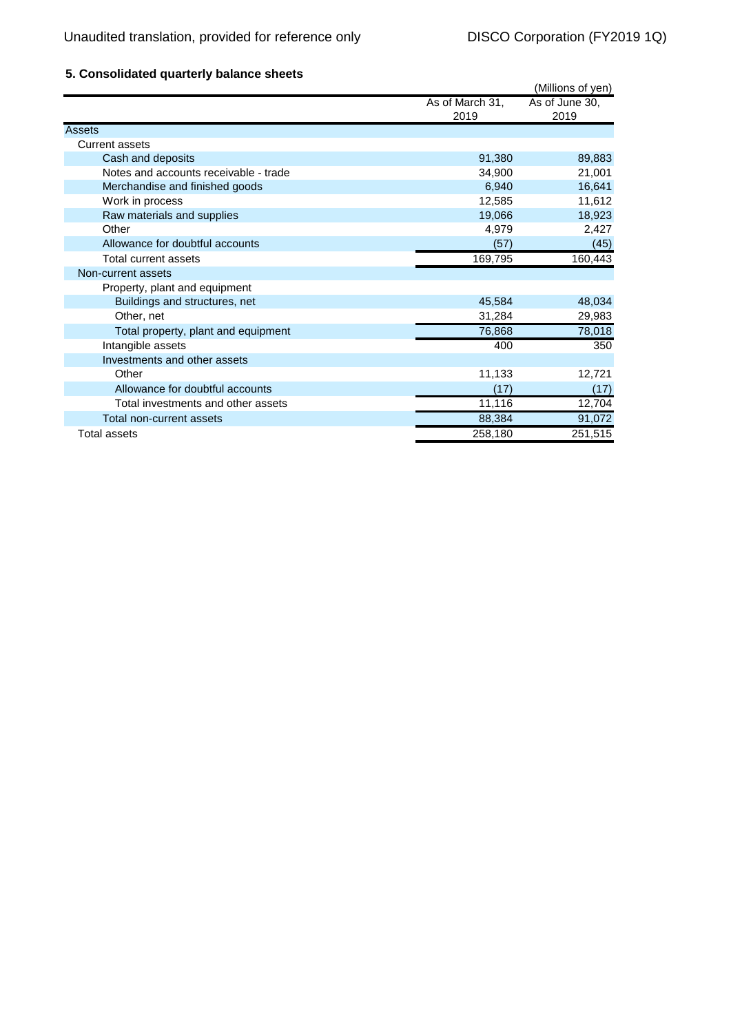### 5. Consolidated quarterly balance sheets

(Millions of yen)

| | As of March 31, 2019 | As of June 30, 2019 |
|---|---|---|
| Assets | | |
| Current assets | | |
| Cash and deposits | 91,380 | 89,883 |
| Notes and accounts receivable - trade | 34,900 | 21,001 |
| Merchandise and finished goods | 6,940 | 16,641 |
| Work in process | 12,585 | 11,612 |
| Raw materials and supplies | 19,066 | 18,923 |
| Other | 4,979 | 2,427 |
| Allowance for doubtful accounts | (57) | (45) |
| Total current assets | 169,795 | 160,443 |
| Non-current assets | | |
| Property, plant and equipment | | |
| Buildings and structures, net | 45,584 | 48,034 |
| Other, net | 31,284 | 29,983 |
| Total property, plant and equipment | 76,868 | 78,018 |
| Intangible assets | 400 | 350 |
| Investments and other assets | | |
| Other | 11,133 | 12,721 |
| Allowance for doubtful accounts | (17) | (17) |
| Total investments and other assets | 11,116 | 12,704 |
| Total non-current assets | 88,384 | 91,072 |
| Total assets | 258,180 | 251,515 |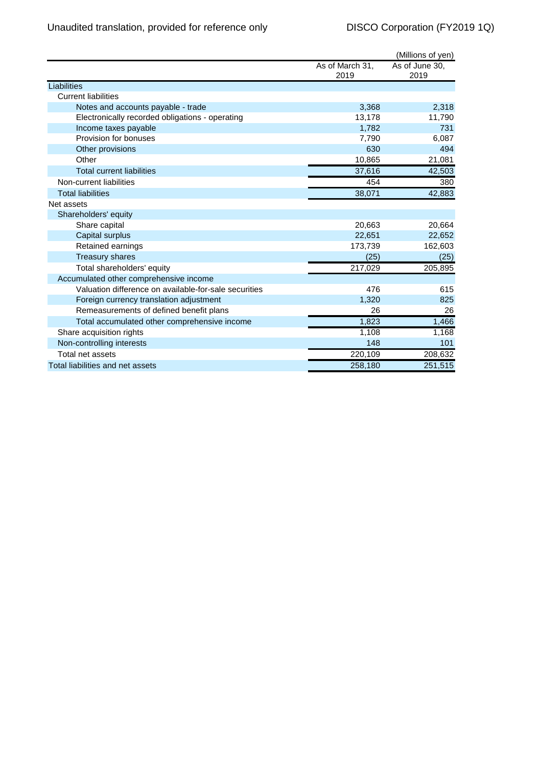(Millions of yen)

| | As of March 31, 2019 | As of June 30, 2019 |
|---|---|---|
| Liabilities | | |
| Current liabilities | | |
| Notes and accounts payable - trade | 3,368 | 2,318 |
| Electronically recorded obligations - operating | 13,178 | 11,790 |
| Income taxes payable | 1,782 | 731 |
| Provision for bonuses | 7,790 | 6,087 |
| Other provisions | 630 | 494 |
| Other | 10,865 | 21,081 |
| Total current liabilities | 37,616 | 42,503 |
| Non-current liabilities | 454 | 380 |
| Total liabilities | 38,071 | 42,883 |
| Net assets | | |
| Shareholders' equity | | |
| Share capital | 20,663 | 20,664 |
| Capital surplus | 22,651 | 22,652 |
| Retained earnings | 173,739 | 162,603 |
| Treasury shares | (25) | (25) |
| Total shareholders' equity | 217,029 | 205,895 |
| Accumulated other comprehensive income | | |
| Valuation difference on available-for-sale securities | 476 | 615 |
| Foreign currency translation adjustment | 1,320 | 825 |
| Remeasurements of defined benefit plans | 26 | 26 |
| Total accumulated other comprehensive income | 1,823 | 1,466 |
| Share acquisition rights | 1,108 | 1,168 |
| Non-controlling interests | 148 | 101 |
| Total net assets | 220,109 | 208,632 |
| Total liabilities and net assets | 258,180 | 251,515 |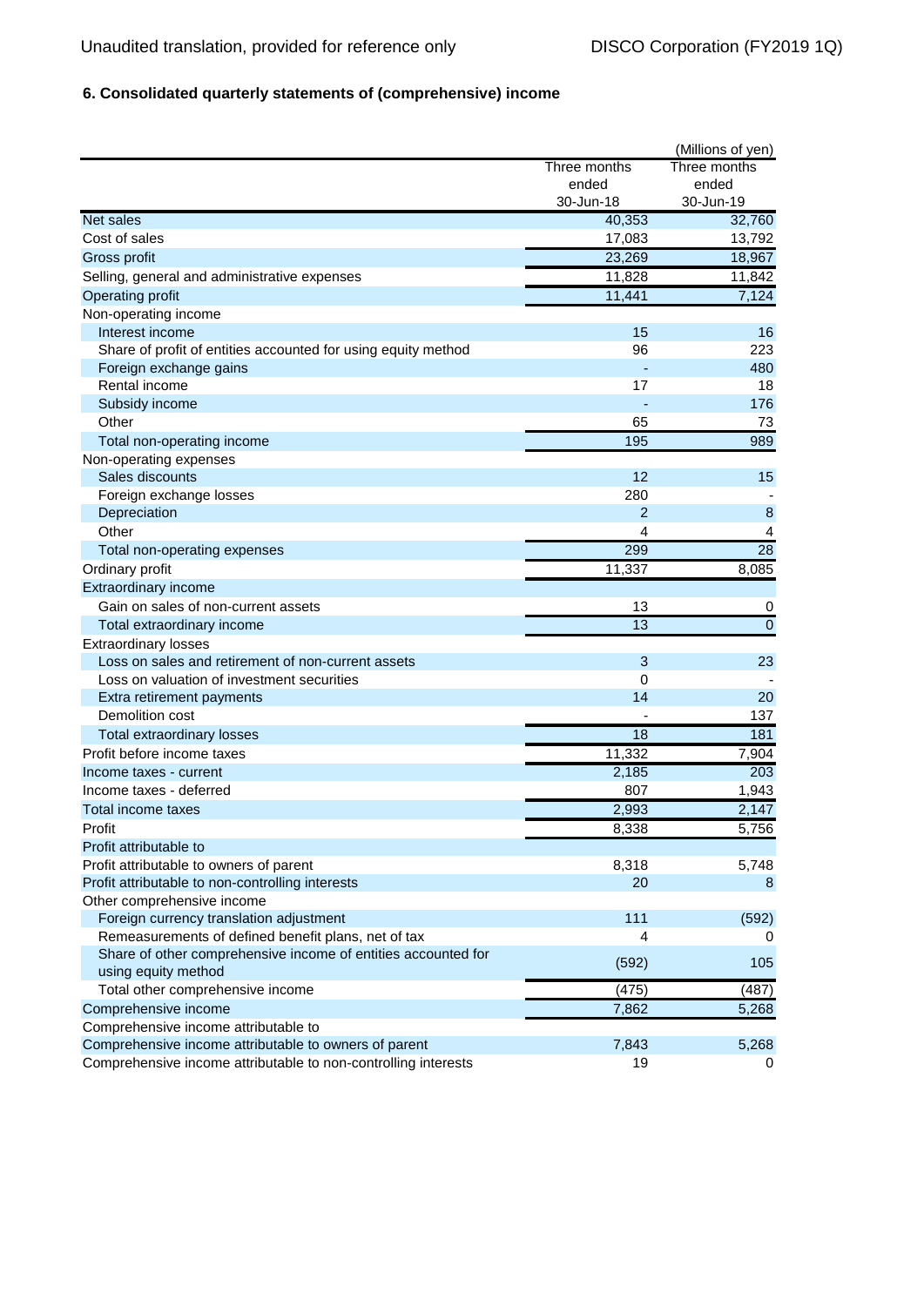### 6. Consolidated quarterly statements of (comprehensive) income

(Millions of yen)

| | Three months ended 30-Jun-18 | Three months ended 30-Jun-19 |
|---|---|---|
| Net sales | 40,353 | 32,760 |
| Cost of sales | 17,083 | 13,792 |
| Gross profit | 23,269 | 18,967 |
| Selling, general and administrative expenses | 11,828 | 11,842 |
| Operating profit | 11,441 | 7,124 |
| Non-operating income | | |
| Interest income | 15 | 16 |
| Share of profit of entities accounted for using equity method | 96 | 223 |
| Foreign exchange gains | - | 480 |
| Rental income | 17 | 18 |
| Subsidy income | - | 176 |
| Other | 65 | 73 |
| Total non-operating income | 195 | 989 |
| Non-operating expenses | | |
| Sales discounts | 12 | 15 |
| Foreign exchange losses | 280 | - |
| Depreciation | 2 | 8 |
| Other | 4 | 4 |
| Total non-operating expenses | 299 | 28 |
| Ordinary profit | 11,337 | 8,085 |
| Extraordinary income | | |
| Gain on sales of non-current assets | 13 | 0 |
| Total extraordinary income | 13 | 0 |
| Extraordinary losses | | |
| Loss on sales and retirement of non-current assets | 3 | 23 |
| Loss on valuation of investment securities | 0 | - |
| Extra retirement payments | 14 | 20 |
| Demolition cost | - | 137 |
| Total extraordinary losses | 18 | 181 |
| Profit before income taxes | 11,332 | 7,904 |
| Income taxes - current | 2,185 | 203 |
| Income taxes - deferred | 807 | 1,943 |
| Total income taxes | 2,993 | 2,147 |
| Profit | 8,338 | 5,756 |
| Profit attributable to | | |
| Profit attributable to owners of parent | 8,318 | 5,748 |
| Profit attributable to non-controlling interests | 20 | 8 |
| Other comprehensive income | | |
| Foreign currency translation adjustment | 111 | (592) |
| Remeasurements of defined benefit plans, net of tax | 4 | 0 |
| Share of other comprehensive income of entities accounted for using equity method | (592) | 105 |
| Total other comprehensive income | (475) | (487) |
| Comprehensive income | 7,862 | 5,268 |
| Comprehensive income attributable to | | |
| Comprehensive income attributable to owners of parent | 7,843 | 5,268 |
| Comprehensive income attributable to non-controlling interests | 19 | 0 |